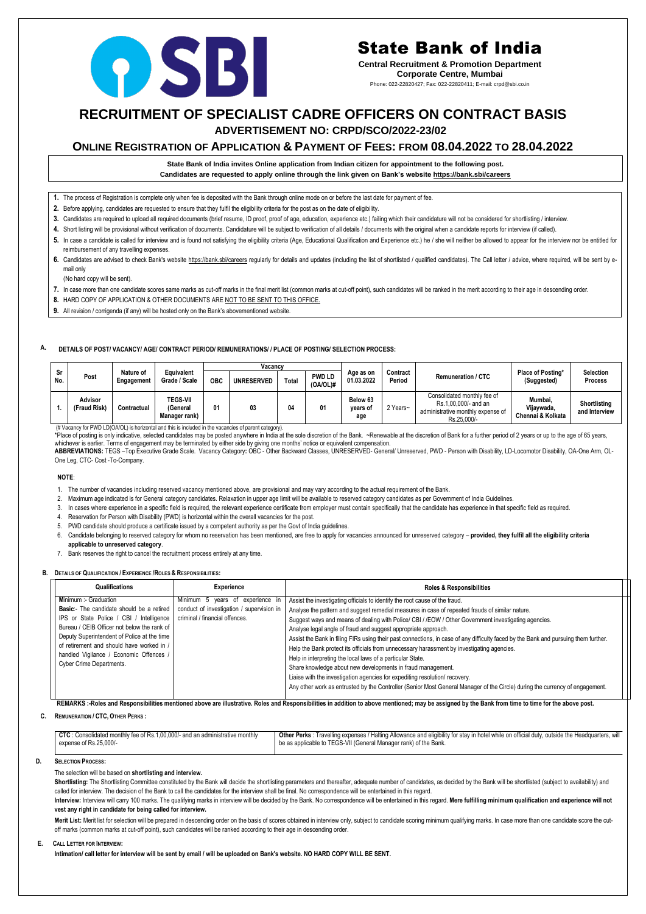# State Bank of India

**Central Recruitment & Promotion Department**
**Corporate Centre, Mumbai**
Phone: 022-22820427; Fax: 022-22820411; E-mail: crpd@sbi.co.in

# RECRUITMENT OF SPECIALIST CADRE OFFICERS ON CONTRACT BASIS

## ADVERTISEMENT NO: CRPD/SCO/2022-23/02

## ONLINE REGISTRATION OF APPLICATION & PAYMENT OF FEES: FROM 08.04.2022 TO 28.04.2022

**State Bank of India invites Online application from Indian citizen for appointment to the following post.**
**Candidates are requested to apply online through the link given on Bank's website https://bank.sbi/careers**

1. The process of Registration is complete only when fee is deposited with the Bank through online mode on or before the last date for payment of fee.
2. Before applying, candidates are requested to ensure that they fulfil the eligibility criteria for the post as on the date of eligibility.
3. Candidates are required to upload all required documents (brief resume, ID proof, proof of age, education, experience etc.) failing which their candidature will not be considered for shortlisting / interview.
4. Short listing will be provisional without verification of documents. Candidature will be subject to verification of all details / documents with the original when a candidate reports for interview (if called).
5. In case a candidate is called for interview and is found not satisfying the eligibility criteria (Age, Educational Qualification and Experience etc.) he / she will neither be allowed to appear for the interview nor be entitled for reimbursement of any travelling expenses.
6. Candidates are advised to check Bank's website https://bank.sbi/careers regularly for details and updates (including the list of shortlisted / qualified candidates). The Call letter / advice, where required, will be sent by e-mail only
   (No hard copy will be sent).
7. In case more than one candidate scores same marks as cut-off marks in the final merit list (common marks at cut-off point), such candidates will be ranked in the merit according to their age in descending order.
8. HARD COPY OF APPLICATION & OTHER DOCUMENTS ARE NOT TO BE SENT TO THIS OFFICE.
9. All revision / corrigenda (if any) will be hosted only on the Bank's abovementioned website.

### A. DETAILS OF POST/ VACANCY/ AGE/ CONTRACT PERIOD/ REMUNERATIONS/ / PLACE OF POSTING/ SELECTION PROCESS:

| Sr No. | Post | Nature of Engagement | Equivalent Grade / Scale | Vacancy | | | | Age as on 01.03.2022 | Contract Period | Remuneration / CTC | Place of Posting* (Suggested) | Selection Process |
|---|---|---|---|---|---|---|---|---|---|---|---|---|
| | | | | OBC | UNRESERVED | Total | PWD LD (OA/OL)# | | | | | |
| 1. | Advisor (Fraud Risk) | Contractual | TEGS-VII (General Manager rank) | 01 | 03 | 04 | 01 | Below 63 years of age | 2 Years~ | Consolidated monthly fee of Rs.1,00,000/- and an administrative monthly expense of Rs.25,000/- | Mumbai, Vijaywada, Chennai & Kolkata | Shortlisting and Interview |

(# Vacancy for PWD LD(OA/OL) is horizontal and this is included in the vacancies of parent category).

*Place of posting is only indicative, selected candidates may be posted anywhere in India at the sole discretion of the Bank. ~Renewable at the discretion of Bank for a further period of 2 years or up to the age of 65 years, whichever is earlier. Terms of engagement may be terminated by either side by giving one months' notice or equivalent compensation.

**ABBREVIATIONS:** TEGS –Top Executive Grade Scale. Vacancy Category**:** OBC - Other Backward Classes, UNRESERVED- General/ Unreserved, PWD - Person with Disability, LD-Locomotor Disability, OA-One Arm, OL-One Leg, CTC- Cost -To-Company.

**NOTE**:

1. The number of vacancies including reserved vacancy mentioned above, are provisional and may vary according to the actual requirement of the Bank.
2. Maximum age indicated is for General category candidates. Relaxation in upper age limit will be available to reserved category candidates as per Government of India Guidelines.
3. In cases where experience in a specific field is required, the relevant experience certificate from employer must contain specifically that the candidate has experience in that specific field as required.
4. Reservation for Person with Disability (PWD) is horizontal within the overall vacancies for the post.
5. PWD candidate should produce a certificate issued by a competent authority as per the Govt of India guidelines.
6. Candidate belonging to reserved category for whom no reservation has been mentioned, are free to apply for vacancies announced for unreserved category – **provided, they fulfil all the eligibility criteria applicable to unreserved category**.
7. Bank reserves the right to cancel the recruitment process entirely at any time.

### B. DETAILS OF QUALIFICATION / EXPERIENCE /ROLES & RESPONSIBILITIES:

| Qualifications | Experience | Roles & Responsibilities |
|---|---|---|
| **M**inimum :- Graduation<br>**Basic**:- The candidate should be a retired IPS or State Police / CBI / Intelligence Bureau / CEIB Officer not below the rank of Deputy Superintendent of Police at the time of retirement and should have worked in / handled Vigilance / Economic Offences / Cyber Crime Departments. | Minimum 5 years of experience in conduct of investigation / supervision in criminal / financial offences. | Assist the investigating officials to identify the root cause of the fraud.<br>Analyse the pattern and suggest remedial measures in case of repeated frauds of similar nature.<br>Suggest ways and means of dealing with Police/ CBI / /EOW / Other Government investigating agencies.<br>Analyse legal angle of fraud and suggest appropriate approach.<br>Assist the Bank in filing FIRs using their past connections, in case of any difficulty faced by the Bank and pursuing them further.<br>Help the Bank protect its officials from unnecessary harassment by investigating agencies.<br>Help in interpreting the local laws of a particular State.<br>Share knowledge about new developments in fraud management.<br>Liaise with the investigation agencies for expediting resolution/ recovery.<br>Any other work as entrusted by the Controller (Senior Most General Manager of the Circle) during the currency of engagement. |

**REMARKS :-Roles and Responsibilities mentioned above are illustrative. Roles and Responsibilities in addition to above mentioned; may be assigned by the Bank from time to time for the above post.**

### C. REMUNERATION / CTC, OTHER PERKS :

| **CTC** : Consolidated monthly fee of Rs.1,00,000/- and an administrative monthly expense of Rs.25,000/- | **Other Perks** : Travelling expenses / Halting Allowance and eligibility for stay in hotel while on official duty, outside the Headquarters, will be as applicable to TEGS-VII (General Manager rank) of the Bank. |
|---|---|

### D. SELECTION PROCESS:

The selection will be based on **shortlisting and interview.**

**Shortlisting:** The Shortlisting Committee constituted by the Bank will decide the shortlisting parameters and thereafter, adequate number of candidates, as decided by the Bank will be shortlisted (subject to availability) and called for interview. The decision of the Bank to call the candidates for the interview shall be final. No correspondence will be entertained in this regard.

**Interview:** Interview will carry 100 marks. The qualifying marks in interview will be decided by the Bank. No correspondence will be entertained in this regard. **Mere fulfilling minimum qualification and experience will not vest any right in candidate for being called for interview.**

**Merit List:** Merit list for selection will be prepared in descending order on the basis of scores obtained in interview only, subject to candidate scoring minimum qualifying marks. In case more than one candidate score the cut-off marks (common marks at cut-off point), such candidates will be ranked according to their age in descending order.

### E. CALL LETTER FOR INTERVIEW:

**Intimation/ call letter for interview will be sent by email / will be uploaded on Bank's website. NO HARD COPY WILL BE SENT.**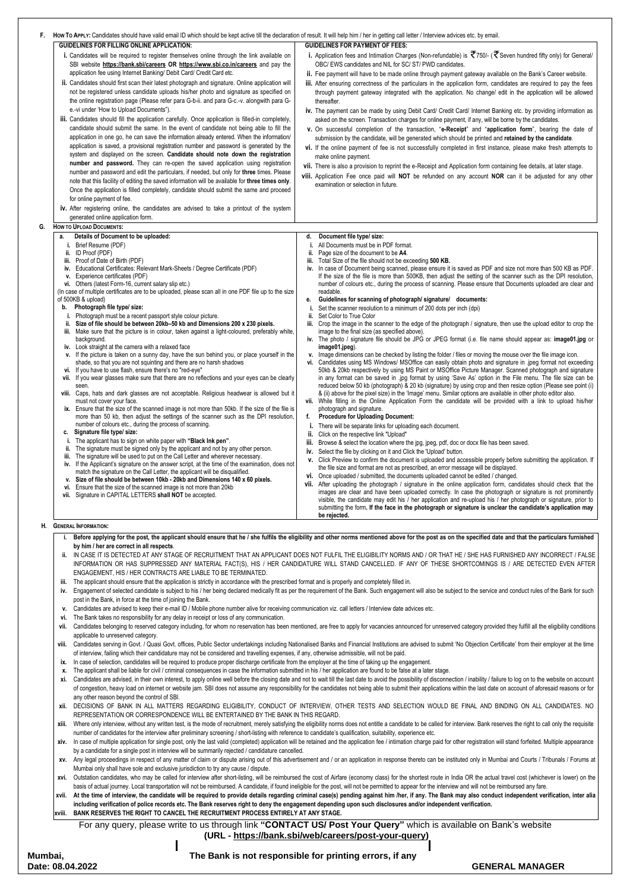**F. HOW TO APPLY:** Candidates should have valid email ID which should be kept active till the declaration of result. It will help him / her in getting call letter / Interview advices etc. by email.

**GUIDELINES FOR FILLING ONLINE APPLICATION:**

- **i.** Candidates will be required to register themselves online through the link available on SBI website **https://bank.sbi/careers OR https://www.sbi.co.in/careers** and pay the application fee using Internet Banking/ Debit Card/ Credit Card etc.
- **ii.** Candidates should first scan their latest photograph and signature. Online application will not be registered unless candidate uploads his/her photo and signature as specified on the online registration page (Please refer para G-b-ii. and para G-c.-v. alongwith para G-e.-vi under 'How to Upload Documents").
- **iii.** Candidates should fill the application carefully. Once application is filled-in completely, candidate should submit the same. In the event of candidate not being able to fill the application in one go, he can save the information already entered. When the information/ application is saved, a provisional registration number and password is generated by the system and displayed on the screen. **Candidate should note down the registration number and password.** They can re-open the saved application using registration number and password and edit the particulars, if needed, but only for **three** times. Please note that this facility of editing the saved information will be available for **three times only**. Once the application is filled completely, candidate should submit the same and proceed for online payment of fee.
- **iv.** After registering online, the candidates are advised to take a printout of the system generated online application form.

**GUIDELINES FOR PAYMENT OF FEES:**

- **i.** Application fees and Intimation Charges (Non-refundable) is ₹750/- (₹Seven hundred fifty only) for General/ OBC/ EWS candidates and NIL for SC/ ST/ PWD candidates.
- **ii.** Fee payment will have to be made online through payment gateway available on the Bank's Career website.
- **iii.** After ensuring correctness of the particulars in the application form, candidates are required to pay the fees through payment gateway integrated with the application. No change/ edit in the application will be allowed thereafter.
- **iv.** The payment can be made by using Debit Card/ Credit Card/ Internet Banking etc. by providing information as asked on the screen. Transaction charges for online payment, if any, will be borne by the candidates.
- **v.** On successful completion of the transaction, "**e-Receipt**" and "**application form**", bearing the date of submission by the candidate, will be generated which should be printed and **retained by the candidate**.
- **vi.** If the online payment of fee is not successfully completed in first instance, please make fresh attempts to make online payment.
- **vii.** There is also a provision to reprint the e-Receipt and Application form containing fee details, at later stage.
- **viii.** Application Fee once paid will **NOT** be refunded on any account **NOR** can it be adjusted for any other examination or selection in future.

**G. HOW TO UPLOAD DOCUMENTS:**

**a. Details of Document to be uploaded:**

- i. Brief Resume (PDF)
- ii. ID Proof (PDF)
- iii. Proof of Date of Birth (PDF)
- iv. Educational Certificates: Relevant Mark-Sheets / Degree Certificate (PDF)
- v. Experience certificates (PDF)
- vi. Others (latest Form-16, current salary slip etc.)

(In case of multiple certificates are to be uploaded, please scan all in one PDF file up to the size of 500KB & upload)

**b. Photograph file type/ size:**

- i. Photograph must be a recent passport style colour picture.
- ii. **Size of file should be between 20kb–50 kb and Dimensions 200 x 230 pixels.**
- iii. Make sure that the picture is in colour, taken against a light-coloured, preferably white, background.
- iv. Look straight at the camera with a relaxed face
- v. If the picture is taken on a sunny day, have the sun behind you, or place yourself in the shade, so that you are not squinting and there are no harsh shadows
- vi. If you have to use flash, ensure there's no "red-eye"
- vii. If you wear glasses make sure that there are no reflections and your eyes can be clearly seen.
- viii. Caps, hats and dark glasses are not acceptable. Religious headwear is allowed but it must not cover your face.
- ix. Ensure that the size of the scanned image is not more than 50kb. If the size of the file is more than 50 kb, then adjust the settings of the scanner such as the DPI resolution, number of colours etc., during the process of scanning.

**c. Signature file type/ size:**

- i. The applicant has to sign on white paper with **"Black Ink pen"**.
- ii. The signature must be signed only by the applicant and not by any other person.
- iii. The signature will be used to put on the Call Letter and wherever necessary.
- iv. If the Applicant's signature on the answer script, at the time of the examination, does not match the signature on the Call Letter, the applicant will be disqualified.
- v. **Size of file should be between 10kb - 20kb and Dimensions 140 x 60 pixels.**
- vi. Ensure that the size of the scanned image is not more than 20kb
- vii. Signature in CAPITAL LETTERS **shall NOT** be accepted.

**d. Document file type/ size:**

- i. All Documents must be in PDF format.
- ii. Page size of the document to be **A4**.
- iii. Total Size of the file should not be exceeding **500 KB.**
- iv. In case of Document being scanned, please ensure it is saved as PDF and size not more than 500 KB as PDF. If the size of the file is more than 500KB, then adjust the setting of the scanner such as the DPI resolution, number of colours etc., during the process of scanning. Please ensure that Documents uploaded are clear and readable.

**e. Guidelines for scanning of photograph/ signature/ documents:**

- i. Set the scanner resolution to a minimum of 200 dots per inch (dpi)
- ii. Set Color to True Color
- iii. Crop the image in the scanner to the edge of the photograph / signature, then use the upload editor to crop the image to the final size (as specified above).
- iv. The photo / signature file should be JPG or JPEG format (i.e. file name should appear as: **image01.jpg** or **image01.jpeg**).
- v. Image dimensions can be checked by listing the folder / files or moving the mouse over the file image icon.
- vi. Candidates using MS Windows/ MSOffice can easily obtain photo and signature in .jpeg format not exceeding 50kb & 20kb respectively by using MS Paint or MSOffice Picture Manager. Scanned photograph and signature in any format can be saved in .jpg format by using 'Save As' option in the File menu. The file size can be reduced below 50 kb (photograph) & 20 kb (signature) by using crop and then resize option (Please see point (i) & (ii) above for the pixel size) in the 'Image' menu. Similar options are available in other photo editor also.
- vii. While filling in the Online Application Form the candidate will be provided with a link to upload his/her photograph and signature.

**f. Procedure for Uploading Document:**

- i. There will be separate links for uploading each document.
- ii. Click on the respective link "Upload"
- iii. Browse & select the location where the jpg, jpeg, pdf, doc or docx file has been saved.
- iv. Select the file by clicking on it and Click the 'Upload' button.
- v. Click Preview to confirm the document is uploaded and accessible properly before submitting the application. If the file size and format are not as prescribed, an error message will be displayed.
- vi. Once uploaded / submitted, the documents uploaded cannot be edited / changed.
- vii. After uploading the photograph / signature in the online application form, candidates should check that the images are clear and have been uploaded correctly. In case the photograph or signature is not prominently visible, the candidate may edit his / her application and re-upload his / her photograph or signature, prior to submitting the form. **If the face in the photograph or signature is unclear the candidate's application may be rejected.**

**H. GENERAL INFORMATION:**

- **i. Before applying for the post, the applicant should ensure that he / she fulfils the eligibility and other norms mentioned above for the post as on the specified date and that the particulars furnished by him / her are correct in all respects**.
- **ii.** IN CASE IT IS DETECTED AT ANY STAGE OF RECRUITMENT THAT AN APPLICANT DOES NOT FULFIL THE ELIGIBILITY NORMS AND / OR THAT HE / SHE HAS FURNISHED ANY INCORRECT / FALSE INFORMATION OR HAS SUPPRESSED ANY MATERIAL FACT(S), HIS / HER CANDIDATURE WILL STAND CANCELLED. IF ANY OF THESE SHORTCOMINGS IS / ARE DETECTED EVEN AFTER ENGAGEMENT, HIS / HER CONTRACTS ARE LIABLE TO BE TERMINATED.
- **iii.** The applicant should ensure that the application is strictly in accordance with the prescribed format and is properly and completely filled in.
- **iv.** Engagement of selected candidate is subject to his / her being declared medically fit as per the requirement of the Bank. Such engagement will also be subject to the service and conduct rules of the Bank for such post in the Bank, in force at the time of joining the Bank.
- **v.** Candidates are advised to keep their e-mail ID / Mobile phone number alive for receiving communication viz. call letters / Interview date advices etc.
- **vi.** The Bank takes no responsibility for any delay in receipt or loss of any communication.
- **vii.** Candidates belonging to reserved category including, for whom no reservation has been mentioned, are free to apply for vacancies announced for unreserved category provided they fulfill all the eligibility conditions applicable to unreserved category.
- **viii.** Candidates serving in Govt. / Quasi Govt. offices, Public Sector undertakings including Nationalised Banks and Financial Institutions are advised to submit 'No Objection Certificate' from their employer at the time of interview, failing which their candidature may not be considered and travelling expenses, if any, otherwise admissible, will not be paid.
- **ix.** In case of selection, candidates will be required to produce proper discharge certificate from the employer at the time of taking up the engagement.
- **x.** The applicant shall be liable for civil / criminal consequences in case the information submitted in his / her application are found to be false at a later stage.
- **xi.** Candidates are advised, in their own interest, to apply online well before the closing date and not to wait till the last date to avoid the possibility of disconnection / inability / failure to log on to the website on account of congestion, heavy load on internet or website jam. SBI does not assume any responsibility for the candidates not being able to submit their applications within the last date on account of aforesaid reasons or for any other reason beyond the control of SBI.
- **xii.** DECISIONS OF BANK IN ALL MATTERS REGARDING ELIGIBILITY, CONDUCT OF INTERVIEW, OTHER TESTS AND SELECTION WOULD BE FINAL AND BINDING ON ALL CANDIDATES. NO REPRESENTATION OR CORRESPONDENCE WILL BE ENTERTAINED BY THE BANK IN THIS REGARD.
- **xiii.** Where only interview, without any written test, is the mode of recruitment, merely satisfying the eligibility norms does not entitle a candidate to be called for interview. Bank reserves the right to call only the requisite number of candidates for the interview after preliminary screening / short-listing with reference to candidate's qualification, suitability, experience etc.
- **xiv.** In case of multiple application for single post, only the last valid (completed) application will be retained and the application fee / intimation charge paid for other registration will stand forfeited. Multiple appearance by a candidate for a single post in interview will be summarily rejected / candidature cancelled.
- **xv.** Any legal proceedings in respect of any matter of claim or dispute arising out of this advertisement and / or an application in response thereto can be instituted only in Mumbai and Courts / Tribunals / Forums at Mumbai only shall have sole and exclusive jurisdiction to try any cause / dispute.
- **xvi.** Outstation candidates, who may be called for interview after short-listing, will be reimbursed the cost of Airfare (economy class) for the shortest route in India OR the actual travel cost (whichever is lower) on the basis of actual journey. Local transportation will not be reimbursed. A candidate, if found ineligible for the post, will not be permitted to appear for the interview and will not be reimbursed any fare.
- **xvii. At the time of interview, the candidate will be required to provide details regarding criminal case(s) pending against him /her, if any. The Bank may also conduct independent verification, inter alia including verification of police records etc. The Bank reserves right to deny the engagement depending upon such disclosures and/or independent verification.**
- **xviii. BANK RESERVES THE RIGHT TO CANCEL THE RECRUITMENT PROCESS ENTIRELY AT ANY STAGE.**

For any query, please write to us through link **"CONTACT US/ Post Your Query"** which is available on Bank's website **(URL - https://bank.sbi/web/careers/post-your-query)**

**Mumbai,**
**Date: 08.04.2022**

**The Bank is not responsible for printing errors, if any**

**GENERAL MANAGER**